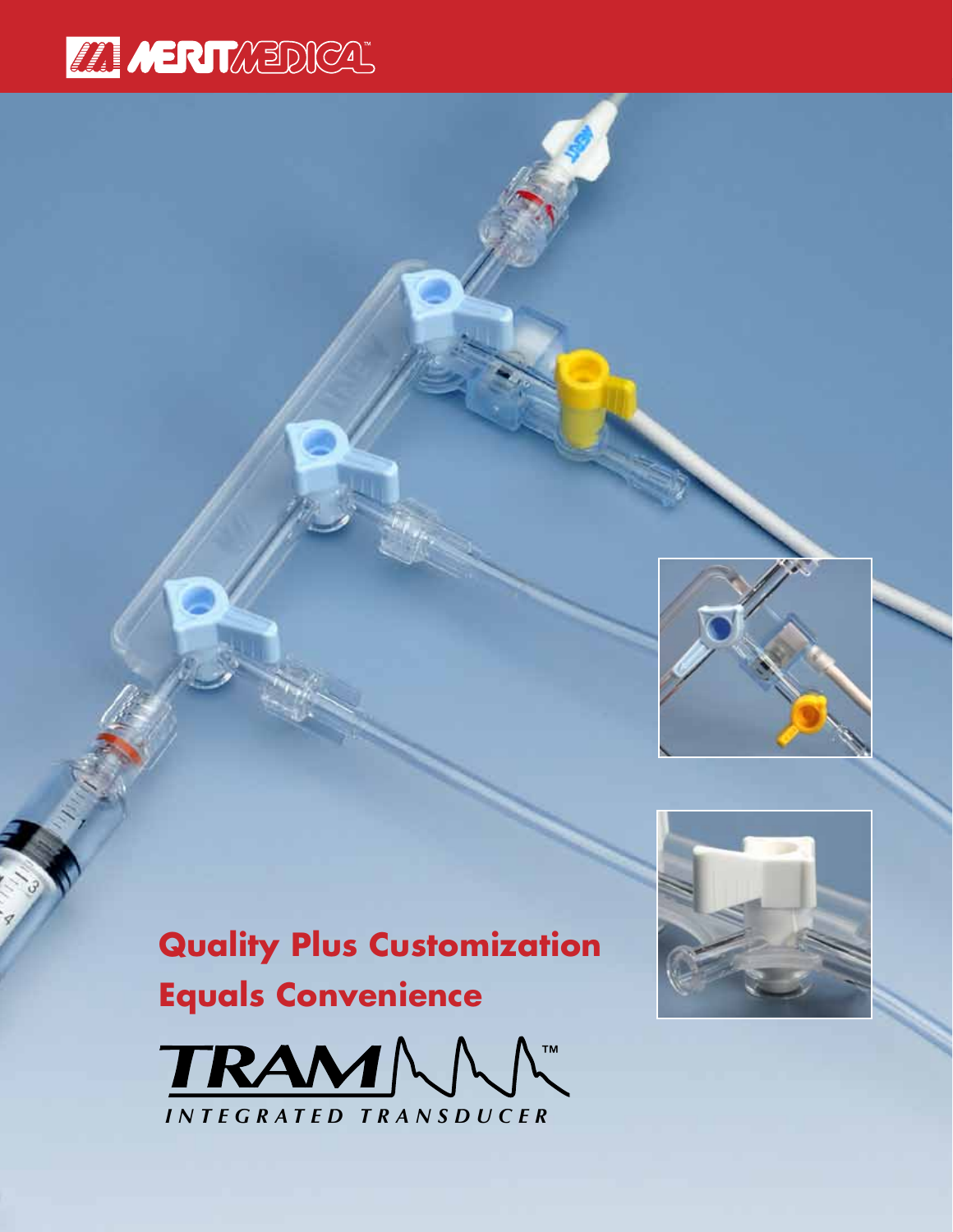MERIT MEDICAL™

# Quality Plus Customization Equals Convenience

TRAM™

INTEGRATED TRANSDUCER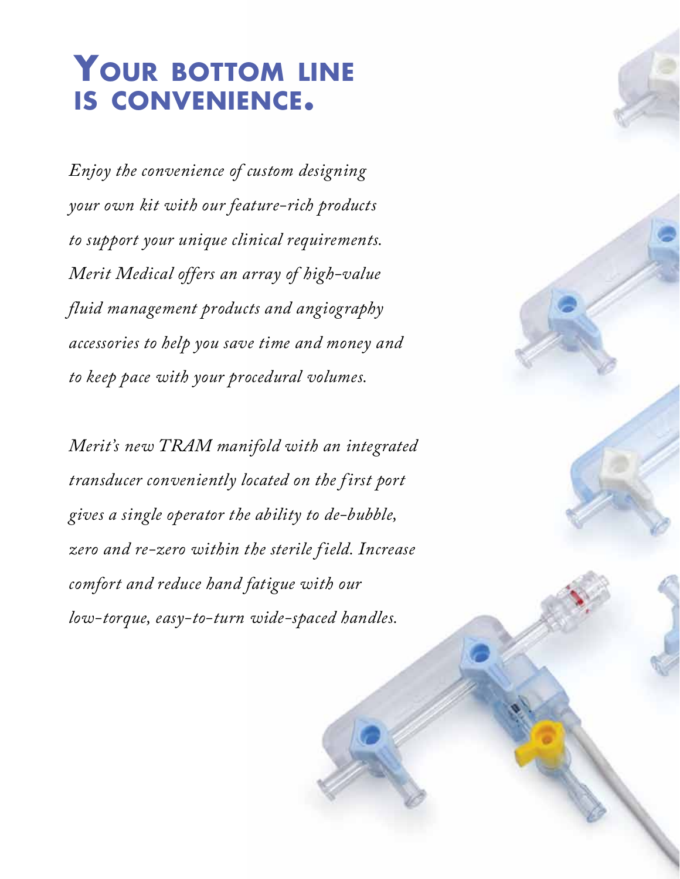# Your bottom line is convenience.

*Enjoy the convenience of custom designing your own kit with our feature-rich products to support your unique clinical requirements. Merit Medical offers an array of high-value fluid management products and angiography accessories to help you save time and money and to keep pace with your procedural volumes.*

*Merit's new TRAM manifold with an integrated transducer conveniently located on the first port gives a single operator the ability to de-bubble, zero and re-zero within the sterile field. Increase comfort and reduce hand fatigue with our low-torque, easy-to-turn wide-spaced handles.*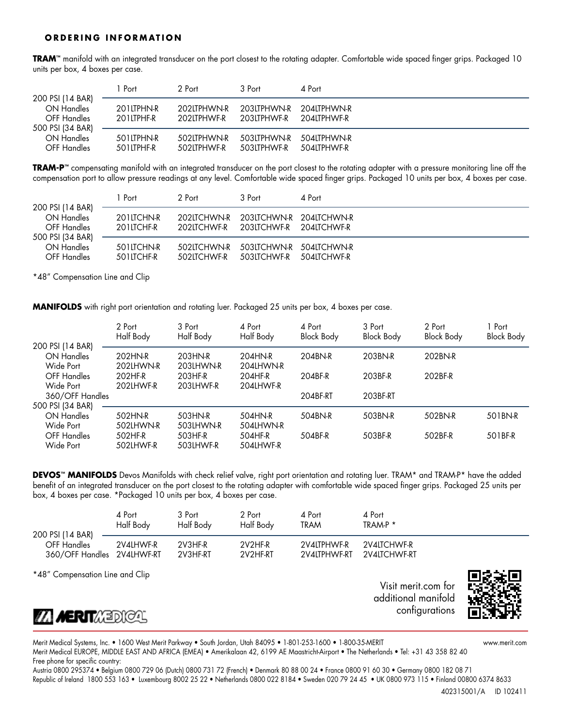## ORDERING INFORMATION

**TRAM™** manifold with an integrated transducer on the port closest to the rotating adapter. Comfortable wide spaced finger grips. Packaged 10 units per box, 4 boxes per case.

| | 1 Port | 2 Port | 3 Port | 4 Port |
|---|---|---|---|---|
| 200 PSI (14 BAR) | | | | |
| ON Handles | 201LTPHN-R | 202LTPHWN-R | 203LTPHWN-R | 204LTPHWN-R |
| OFF Handles | 201LTPHF-R | 202LTPHWF-R | 203LTPHWF-R | 204LTPHWF-R |
| 500 PSI (34 BAR) | | | | |
| ON Handles | 501LTPHN-R | 502LTPHWN-R | 503LTPHWN-R | 504LTPHWN-R |
| OFF Handles | 501LTPHF-R | 502LTPHWF-R | 503LTPHWF-R | 504LTPHWF-R |

**TRAM-P™** compensating manifold with an integrated transducer on the port closest to the rotating adapter with a pressure monitoring line off the compensation port to allow pressure readings at any level. Comfortable wide spaced finger grips. Packaged 10 units per box, 4 boxes per case.

| | 1 Port | 2 Port | 3 Port | 4 Port |
|---|---|---|---|---|
| 200 PSI (14 BAR) | | | | |
| ON Handles | 201LTCHN-R | 202LTCHWN-R | 203LTCHWN-R | 204LTCHWN-R |
| OFF Handles | 201LTCHF-R | 202LTCHWF-R | 203LTCHWF-R | 204LTCHWF-R |
| 500 PSI (34 BAR) | | | | |
| ON Handles | 501LTCHN-R | 502LTCHWN-R | 503LTCHWN-R | 504LTCHWN-R |
| OFF Handles | 501LTCHF-R | 502LTCHWF-R | 503LTCHWF-R | 504LTCHWF-R |

*48" Compensation Line and Clip

**MANIFOLDS** with right port orientation and rotating luer. Packaged 25 units per box, 4 boxes per case.

| | 2 Port Half Body | 3 Port Half Body | 4 Port Half Body | 4 Port Block Body | 3 Port Block Body | 2 Port Block Body | 1 Port Block Body |
|---|---|---|---|---|---|---|---|
| 200 PSI (14 BAR) | | | | | | | |
| ON Handles | 202HN-R | 203HN-R | 204HN-R | 204BN-R | 203BN-R | 202BN-R | |
| Wide Port | 202LHWN-R | 203LHWN-R | 204LHWN-R | | | | |
| OFF Handles | 202HF-R | 203HF-R | 204HF-R | 204BF-R | 203BF-R | 202BF-R | |
| Wide Port | 202LHWF-R | 203LHWF-R | 204LHWF-R | | | | |
| 360/OFF Handles | | | | 204BF-RT | 203BF-RT | | |
| 500 PSI (34 BAR) | | | | | | | |
| ON Handles | 502HN-R | 503HN-R | 504HN-R | 504BN-R | 503BN-R | 502BN-R | 501BN-R |
| Wide Port | 502LHWN-R | 503LHWN-R | 504LHWN-R | | | | |
| OFF Handles | 502HF-R | 503HF-R | 504HF-R | 504BF-R | 503BF-R | 502BF-R | 501BF-R |
| Wide Port | 502LHWF-R | 503LHWF-R | 504LHWF-R | | | | |

**DEVOS™ MANIFOLDS** Devos Manifolds with check relief valve, right port orientation and rotating luer. TRAM* and TRAM-P* have the added benefit of an integrated transducer on the port closest to the rotating adapter with comfortable wide spaced finger grips. Packaged 25 units per box, 4 boxes per case. *Packaged 10 units per box, 4 boxes per case.

| | 4 Port Half Body | 3 Port Half Body | 2 Port Half Body | 4 Port TRAM | 4 Port TRAM-P * |
|---|---|---|---|---|---|
| 200 PSI (14 BAR) | | | | | |
| OFF Handles | 2V4LHWF-R | 2V3HF-R | 2V2HF-R | 2V4LTPHWF-R | 2V4LTCHWF-R |
| 360/OFF Handles | 2V4LHWF-RT | 2V3HF-RT | 2V2HF-RT | 2V4LTPHWF-RT | 2V4LTCHWF-RT |

*48" Compensation Line and Clip

Visit merit.com for additional manifold configurations

MERIT MEDICAL

Merit Medical Systems, Inc. • 1600 West Merit Parkway • South Jordan, Utah 84095 • 1-801-253-1600 • 1-800-35-MERIT www.merit.com
Merit Medical EUROPE, MIDDLE EAST AND AFRICA (EMEA) • Amerikalaan 42, 6199 AE Maastricht-Airport • The Netherlands • Tel: +31 43 358 82 40
Free phone for specific country:
Austria 0800 295374 • Belgium 0800 729 06 (Dutch) 0800 731 72 (French) • Denmark 80 88 00 24 • France 0800 91 60 30 • Germany 0800 182 08 71
Republic of Ireland 1800 553 163 • Luxembourg 8002 25 22 • Netherlands 0800 022 8184 • Sweden 020 79 24 45 • UK 0800 973 115 • Finland 00800 6374 8633

402315001/A ID 102411